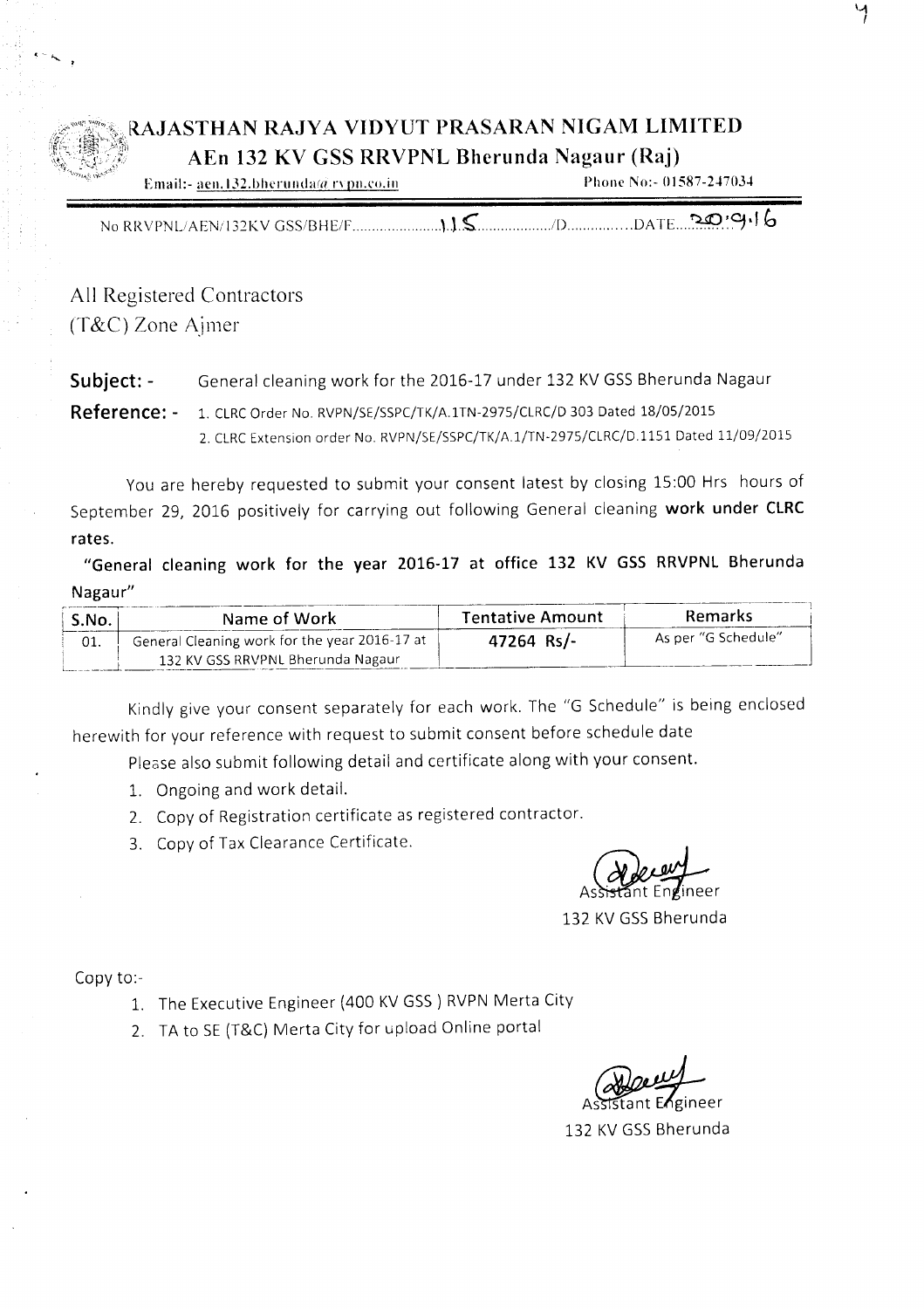# RAJASTHAN RAJYA VIDYUT PRASARAN NIGAM LIMITED

## AEn 132 KV GSS RRVPNL Bherunda Nagaur (Raj)

Email:- aen.132.bherunda@rvpn.co.in Phone No:- 01587-247034

No RRVPNL/AEN/132KV GSS/BHE/F.......................115..................../D...............DATE....20.9.16

All Registered Contractors
(T&C) Zone Ajmer

**Subject: -** General cleaning work for the 2016-17 under 132 KV GSS Bherunda Nagaur

**Reference: -** 1. CLRC Order No. RVPN/SE/SSPC/TK/A.1TN-2975/CLRC/D 303 Dated 18/05/2015
2. CLRC Extension order No. RVPN/SE/SSPC/TK/A.1/TN-2975/CLRC/D.1151 Dated 11/09/2015

You are hereby requested to submit your consent latest by closing 15:00 Hrs hours of September 29, 2016 positively for carrying out following General cleaning **work under CLRC rates.**

**"General cleaning work for the year 2016-17 at office 132 KV GSS RRVPNL Bherunda Nagaur"**

| S.No. | Name of Work | Tentative Amount | Remarks |
|---|---|---|---|
| 01. | General Cleaning work for the year 2016-17 at 132 KV GSS RRVPNL Bherunda Nagaur | **47264 Rs/-** | As per "G Schedule" |

Kindly give your consent separately for each work. The "G Schedule" is being enclosed herewith for your reference with request to submit consent before schedule date

Please also submit following detail and certificate along with your consent.

1. Ongoing and work detail.
2. Copy of Registration certificate as registered contractor.
3. Copy of Tax Clearance Certificate.

Assistant Engineer
132 KV GSS Bherunda

Copy to:-

1. The Executive Engineer (400 KV GSS ) RVPN Merta City
2. TA to SE (T&C) Merta City for upload Online portal

Assistant Engineer
132 KV GSS Bherunda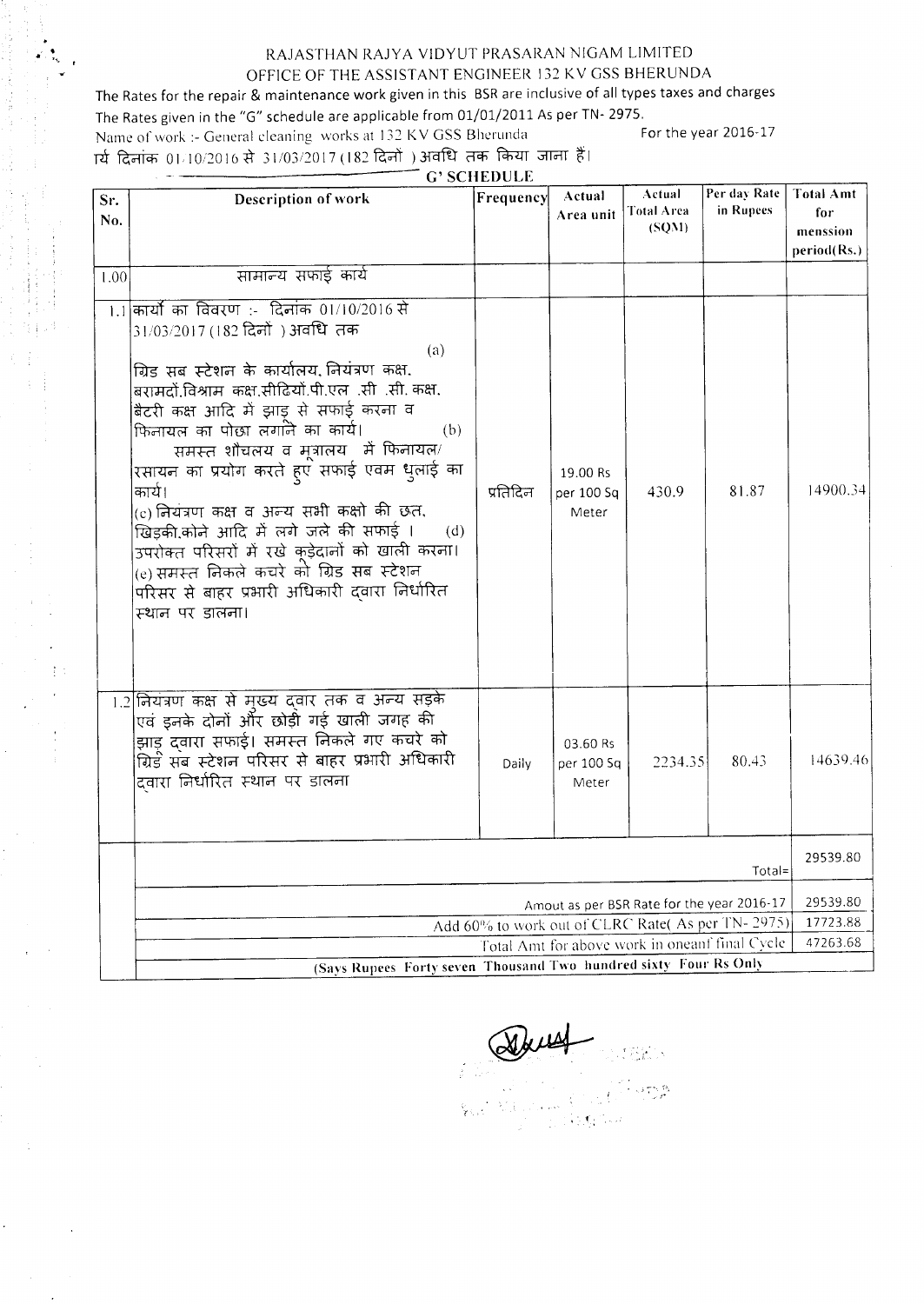RAJASTHAN RAJYA VIDYUT PRASARAN NIGAM LIMITED

OFFICE OF THE ASSISTANT ENGINEER 132 KV GSS BHERUNDA

The Rates for the repair & maintenance work given in this BSR are inclusive of all types taxes and charges

The Rates given in the "G" schedule are applicable from 01/01/2011 As per TN- 2975.

Name of work :- General cleaning works at 132 KV GSS Bherunda For the year 2016-17

र्य दिनांक 01/10/2016 से 31/03/2017 (182 दिनों ) अवधि तक किया जाना हैं।

G' SCHEDULE

| Sr. No. | Description of work | Frequency | Actual Area unit | Actual Total Area (SQM) | Per day Rate in Rupees | Total Amt for menssion period(Rs.) |
|---|---|---|---|---|---|---|
| 1.00 | सामान्य सफाई कार्य | | | | | |
| 1.1 | कार्यो का विवरण :- दिनांक 01/10/2016 से 31/03/2017 (182 दिनों ) अवधि तक (a) ग्रिड सब स्टेशन के कार्यालय, नियंत्रण कक्ष, बरामदों,विश्राम कक्ष,सीढियों,पी.एल .सी .सी. कक्ष, बैटरी कक्ष आदि में झाड़ू से सफाई करना व फिनायल का पोछा लगाने का कार्य। (b) समस्त शौचलय व मूत्रालय में फिनायल/ रसायन का प्रयोग करते हुए सफाई एवम धुलाई का कार्य। (c) नियंत्रण कक्ष व अन्य सभी कक्षो की छत, खिड़की,कोने आदि में लगे जले की सफाई । (d) उपरोक्त परिसरों में रखे कुड़ेदानों को खाली करना। (e) समस्त निकले कचरे को ग्रिड सब स्टेशन परिसर से बाहर प्रभारी अधिकारी द्वारा निर्धारित स्थान पर डालना। | प्रतिदिन | 19.00 Rs per 100 Sq Meter | 430.9 | 81.87 | 14900.34 |
| 1.2 | नियंत्रण कक्ष से मुख्य द्वार तक व अन्य सड़के एवं इनके दोनों और छोड़ी गई खाली जगह की झाड़ू द्वारा सफाई। समस्त निकले गए कचरे को ग्रिड सब स्टेशन परिसर से बाहर प्रभारी अधिकारी द्वारा निर्धारित स्थान पर डालना | Daily | 03.60 Rs per 100 Sq Meter | 2234.35 | 80.43 | 14639.46 |
| | Total= | | | | | 29539.80 |
| | Amout as per BSR Rate for the year 2016-17 | | | | | 29539.80 |
| | Add 60% to work out of CLRC Rate( As per TN- 2975) | | | | | 17723.88 |
| | Total Amt for above work in oneanf final Cycle | | | | | 47263.68 |
| | (Says Rupees Forty seven Thousand Two hundred sixty Four Rs Only | | | | | |